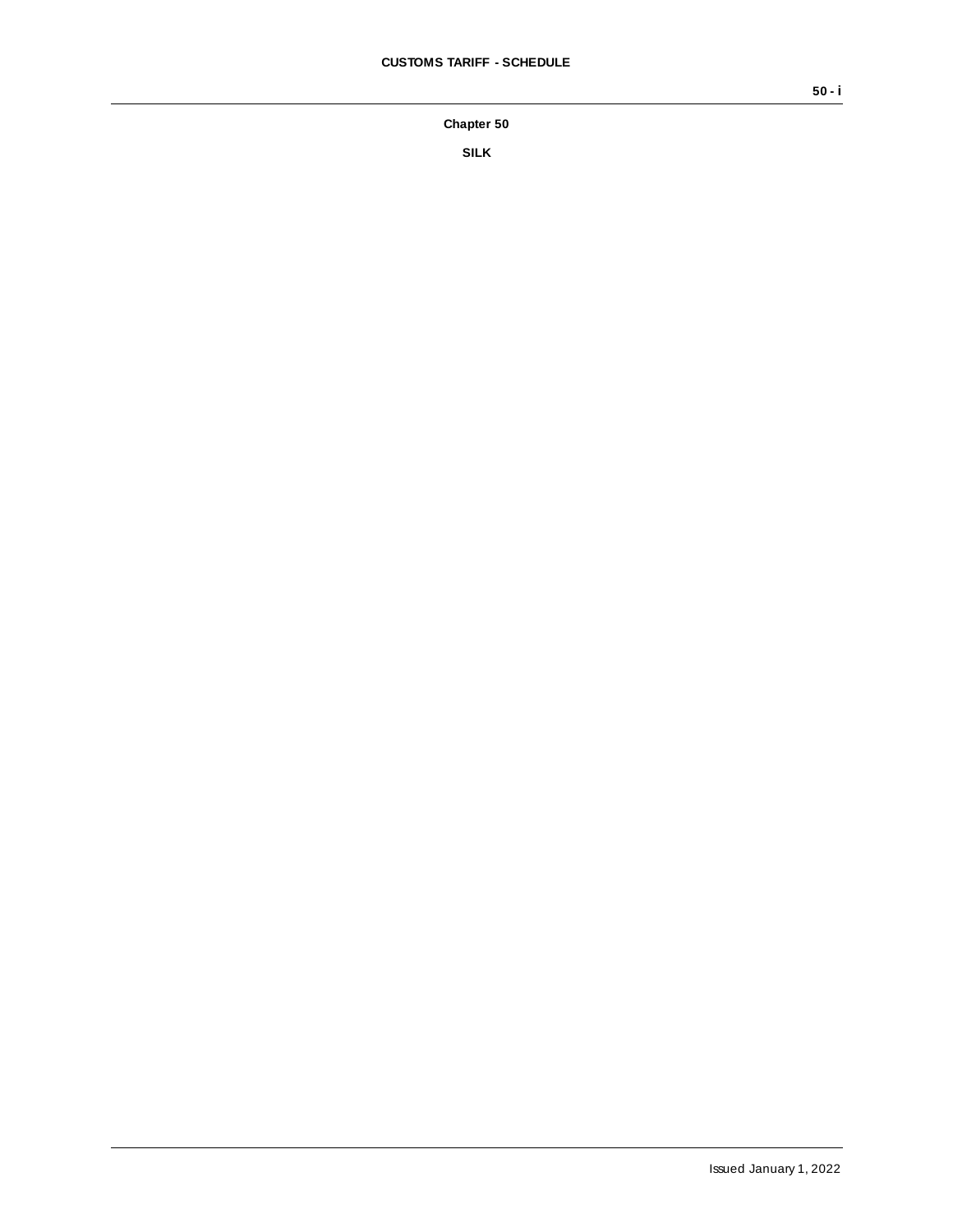# Chapter 50

## SILK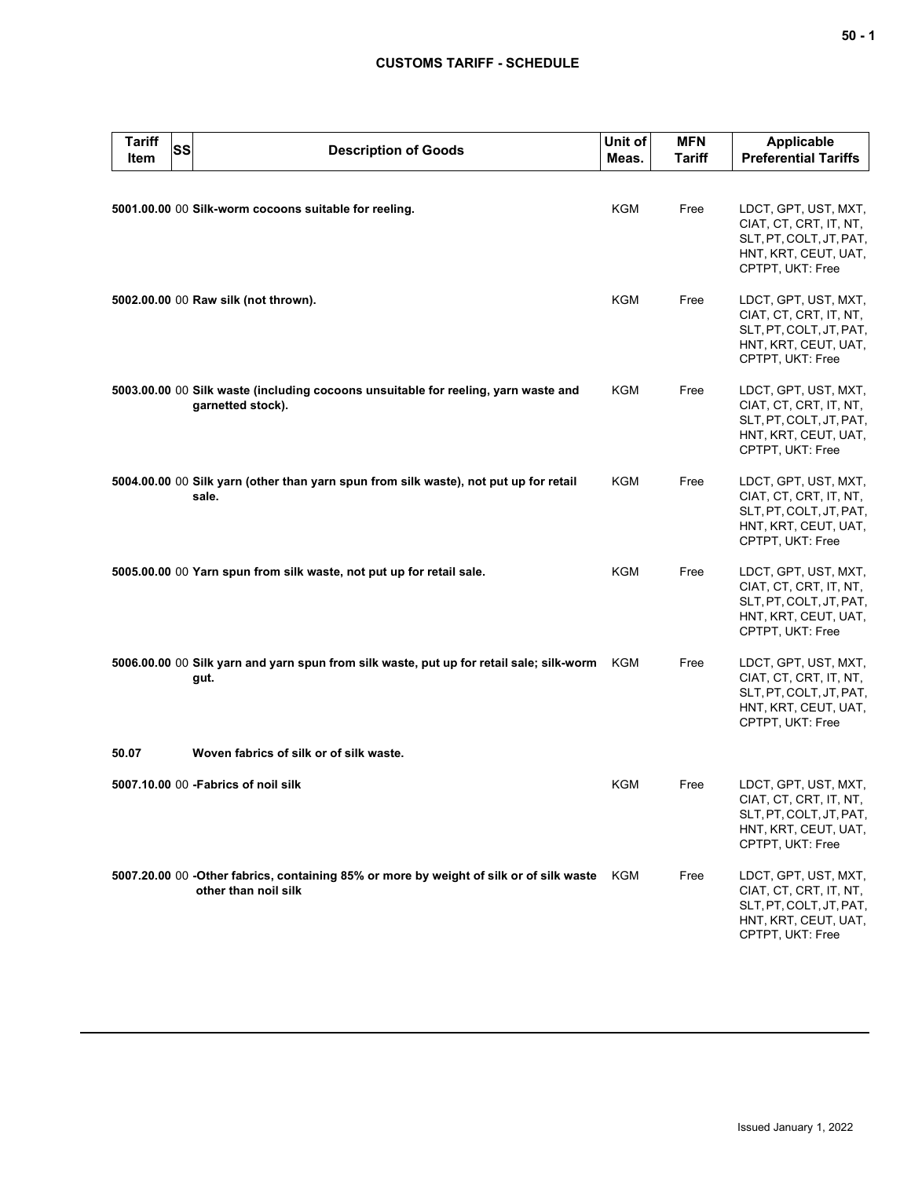| Tariff Item | SS | Description of Goods | Unit of Meas. | MFN Tariff | Applicable Preferential Tariffs |
|---|---|---|---|---|---|
| **5001.00.00** | 00 | **Silk-worm cocoons suitable for reeling.** | KGM | Free | LDCT, GPT, UST, MXT, CIAT, CT, CRT, IT, NT, SLT, PT, COLT, JT, PAT, HNT, KRT, CEUT, UAT, CPTPT, UKT: Free |
| **5002.00.00** | 00 | **Raw silk (not thrown).** | KGM | Free | LDCT, GPT, UST, MXT, CIAT, CT, CRT, IT, NT, SLT, PT, COLT, JT, PAT, HNT, KRT, CEUT, UAT, CPTPT, UKT: Free |
| **5003.00.00** | 00 | **Silk waste (including cocoons unsuitable for reeling, yarn waste and garnetted stock).** | KGM | Free | LDCT, GPT, UST, MXT, CIAT, CT, CRT, IT, NT, SLT, PT, COLT, JT, PAT, HNT, KRT, CEUT, UAT, CPTPT, UKT: Free |
| **5004.00.00** | 00 | **Silk yarn (other than yarn spun from silk waste), not put up for retail sale.** | KGM | Free | LDCT, GPT, UST, MXT, CIAT, CT, CRT, IT, NT, SLT, PT, COLT, JT, PAT, HNT, KRT, CEUT, UAT, CPTPT, UKT: Free |
| **5005.00.00** | 00 | **Yarn spun from silk waste, not put up for retail sale.** | KGM | Free | LDCT, GPT, UST, MXT, CIAT, CT, CRT, IT, NT, SLT, PT, COLT, JT, PAT, HNT, KRT, CEUT, UAT, CPTPT, UKT: Free |
| **5006.00.00** | 00 | **Silk yarn and yarn spun from silk waste, put up for retail sale; silk-worm gut.** | KGM | Free | LDCT, GPT, UST, MXT, CIAT, CT, CRT, IT, NT, SLT, PT, COLT, JT, PAT, HNT, KRT, CEUT, UAT, CPTPT, UKT: Free |
| **50.07** | | **Woven fabrics of silk or of silk waste.** | | | |
| **5007.10.00** | 00 | **-Fabrics of noil silk** | KGM | Free | LDCT, GPT, UST, MXT, CIAT, CT, CRT, IT, NT, SLT, PT, COLT, JT, PAT, HNT, KRT, CEUT, UAT, CPTPT, UKT: Free |
| **5007.20.00** | 00 | **-Other fabrics, containing 85% or more by weight of silk or of silk waste other than noil silk** | KGM | Free | LDCT, GPT, UST, MXT, CIAT, CT, CRT, IT, NT, SLT, PT, COLT, JT, PAT, HNT, KRT, CEUT, UAT, CPTPT, UKT: Free |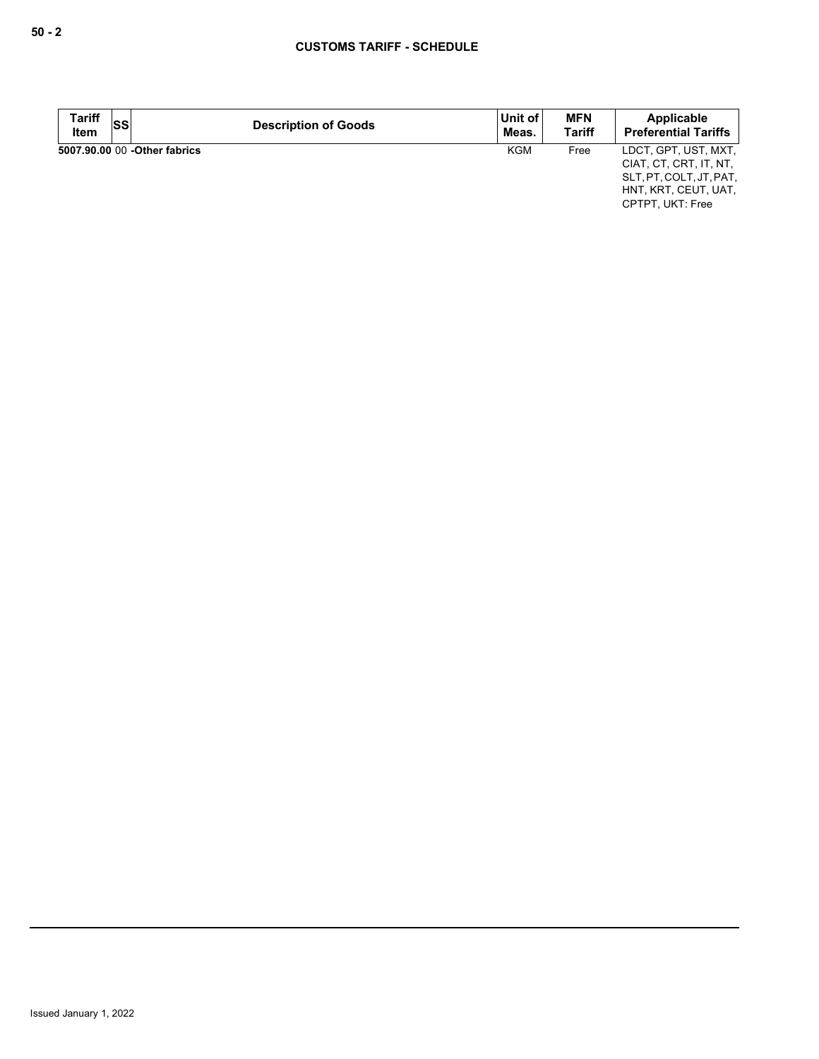| Tariff Item | SS | Description of Goods | Unit of Meas. | MFN Tariff | Applicable Preferential Tariffs |
|---|---|---|---|---|---|
| **5007.90.00** | 00 | **-Other fabrics** | KGM | Free | LDCT, GPT, UST, MXT, CIAT, CT, CRT, IT, NT, SLT, PT, COLT, JT, PAT, HNT, KRT, CEUT, UAT, CPTPT, UKT: Free |

Issued January 1, 2022